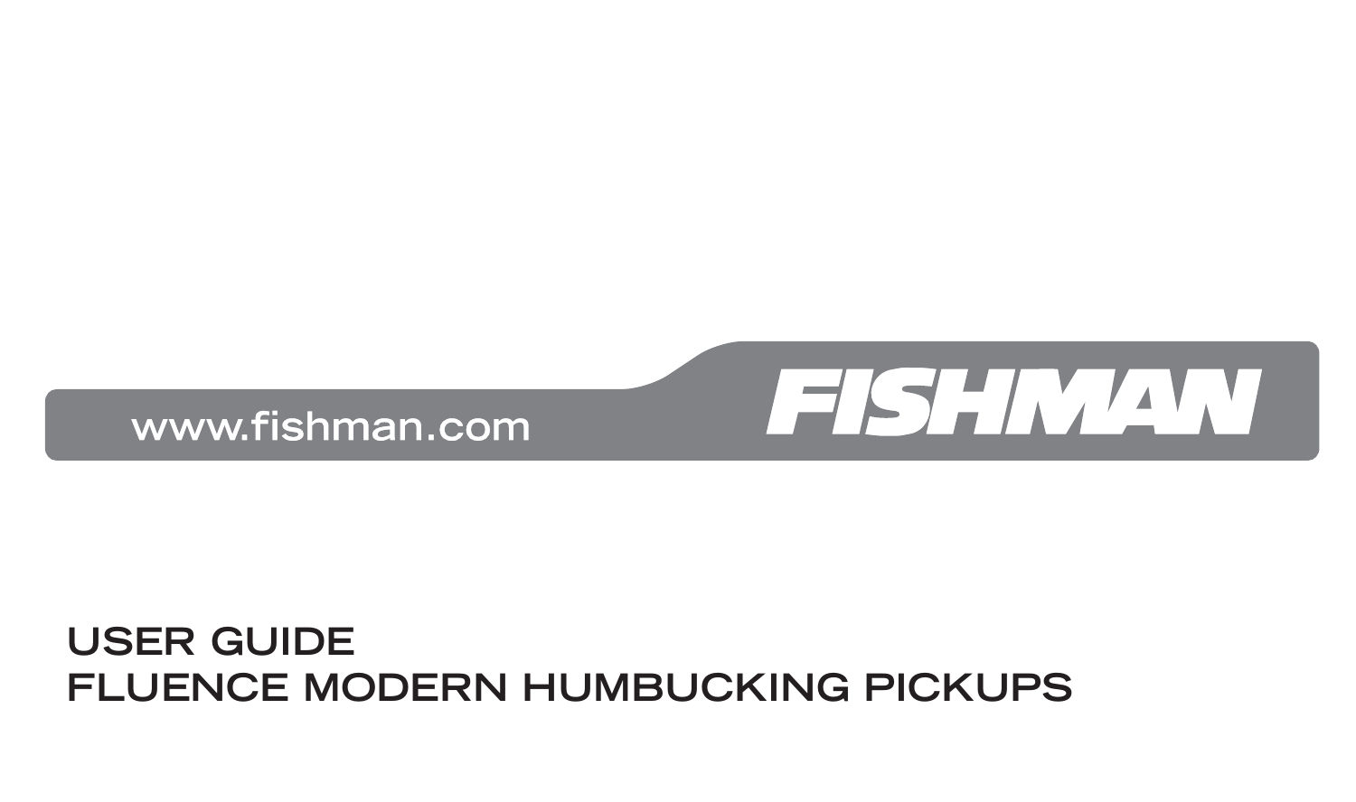www.fishman.com

FISHMAN

# USER GUIDE
# FLUENCE MODERN HUMBUCKING PICKUPS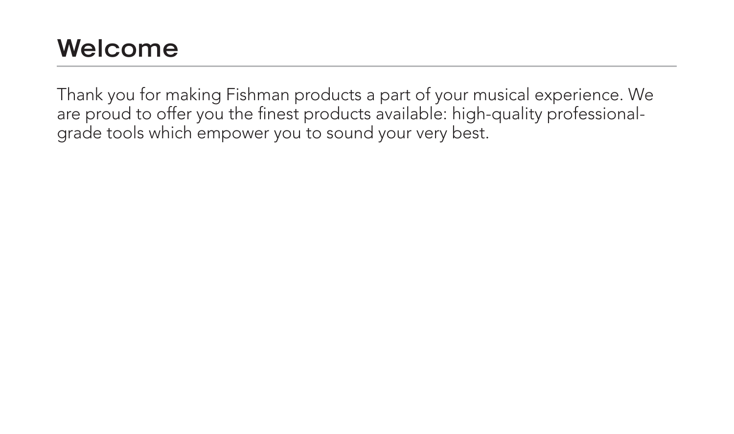# Welcome

Thank you for making Fishman products a part of your musical experience. We are proud to offer you the finest products available: high-quality professional-grade tools which empower you to sound your very best.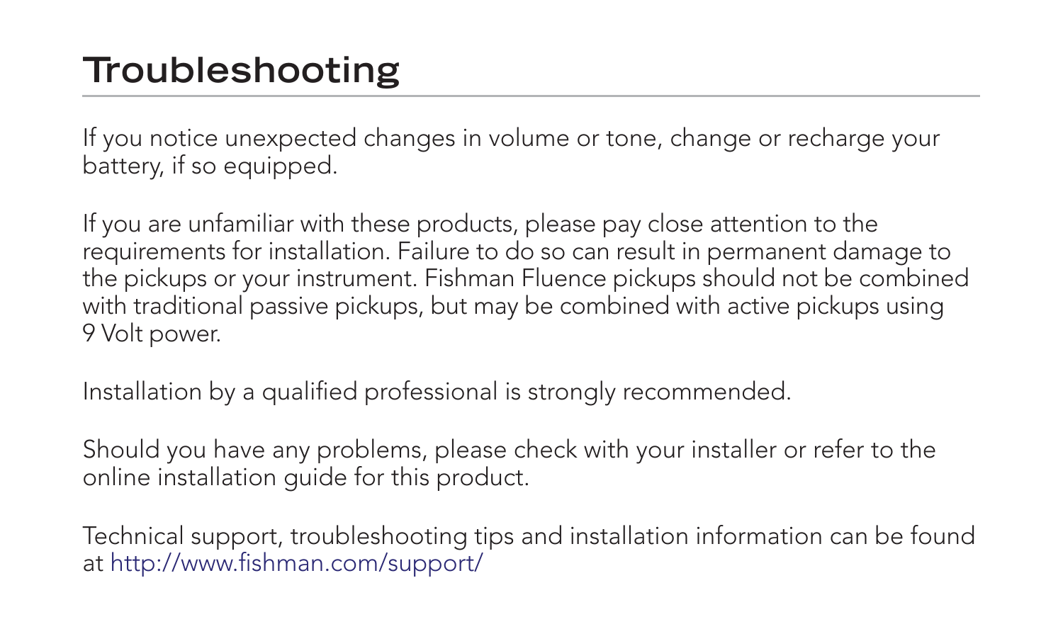# Troubleshooting

If you notice unexpected changes in volume or tone, change or recharge your battery, if so equipped.

If you are unfamiliar with these products, please pay close attention to the requirements for installation. Failure to do so can result in permanent damage to the pickups or your instrument. Fishman Fluence pickups should not be combined with traditional passive pickups, but may be combined with active pickups using 9 Volt power.

Installation by a qualified professional is strongly recommended.

Should you have any problems, please check with your installer or refer to the online installation guide for this product.

Technical support, troubleshooting tips and installation information can be found at http://www.fishman.com/support/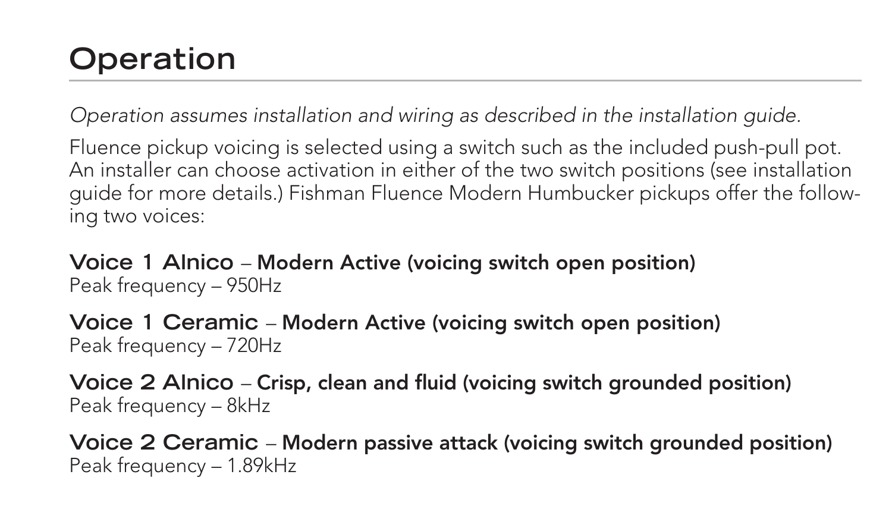# Operation

*Operation assumes installation and wiring as described in the installation guide.*

Fluence pickup voicing is selected using a switch such as the included push-pull pot. An installer can choose activation in either of the two switch positions (see installation guide for more details.) Fishman Fluence Modern Humbucker pickups offer the following two voices:

**Voice 1 Alnico – Modern Active (voicing switch open position)**
Peak frequency – 950Hz

**Voice 1 Ceramic – Modern Active (voicing switch open position)**
Peak frequency – 720Hz

**Voice 2 Alnico – Crisp, clean and fluid (voicing switch grounded position)**
Peak frequency – 8kHz

**Voice 2 Ceramic – Modern passive attack (voicing switch grounded position)**
Peak frequency – 1.89kHz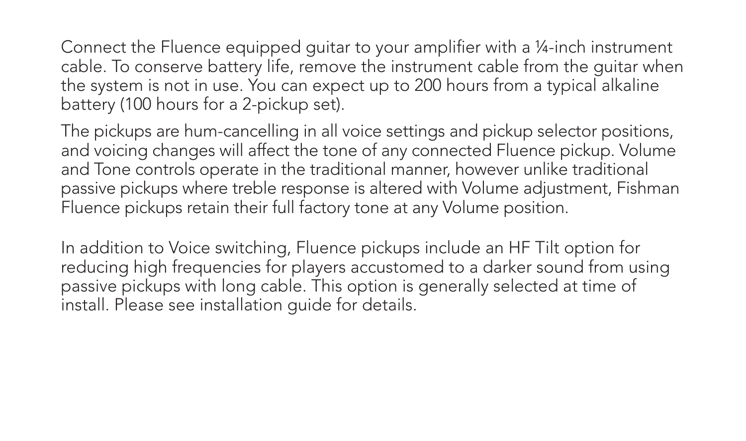Connect the Fluence equipped guitar to your amplifier with a ¼-inch instrument cable. To conserve battery life, remove the instrument cable from the guitar when the system is not in use. You can expect up to 200 hours from a typical alkaline battery (100 hours for a 2-pickup set).

The pickups are hum-cancelling in all voice settings and pickup selector positions, and voicing changes will affect the tone of any connected Fluence pickup. Volume and Tone controls operate in the traditional manner, however unlike traditional passive pickups where treble response is altered with Volume adjustment, Fishman Fluence pickups retain their full factory tone at any Volume position.

In addition to Voice switching, Fluence pickups include an HF Tilt option for reducing high frequencies for players accustomed to a darker sound from using passive pickups with long cable. This option is generally selected at time of install. Please see installation guide for details.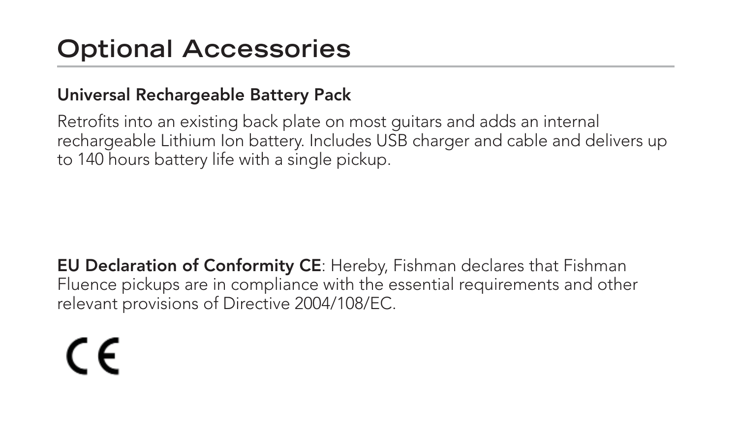# Optional Accessories

### Universal Rechargeable Battery Pack

Retrofits into an existing back plate on most guitars and adds an internal rechargeable Lithium Ion battery. Includes USB charger and cable and delivers up to 140 hours battery life with a single pickup.

**EU Declaration of Conformity CE**: Hereby, Fishman declares that Fishman Fluence pickups are in compliance with the essential requirements and other relevant provisions of Directive 2004/108/EC.

CE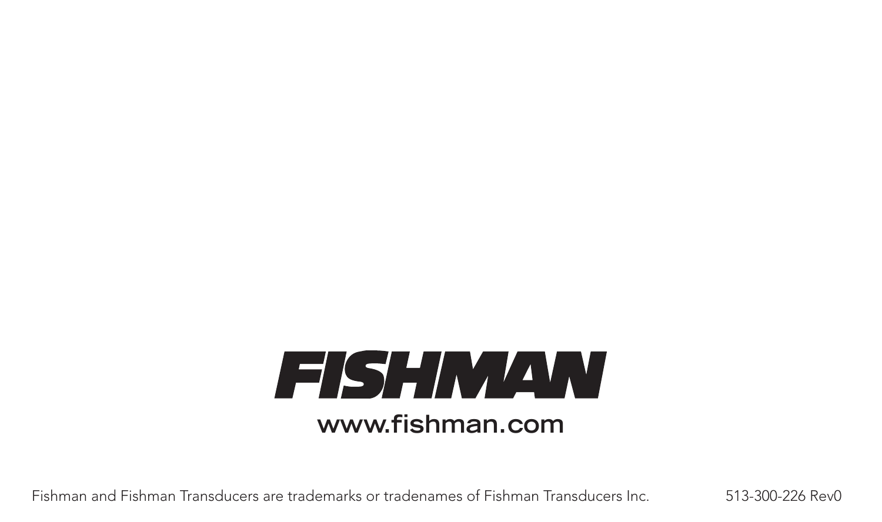FISHMAN

www.fishman.com

Fishman and Fishman Transducers are trademarks or tradenames of Fishman Transducers Inc.

513-300-226 Rev0